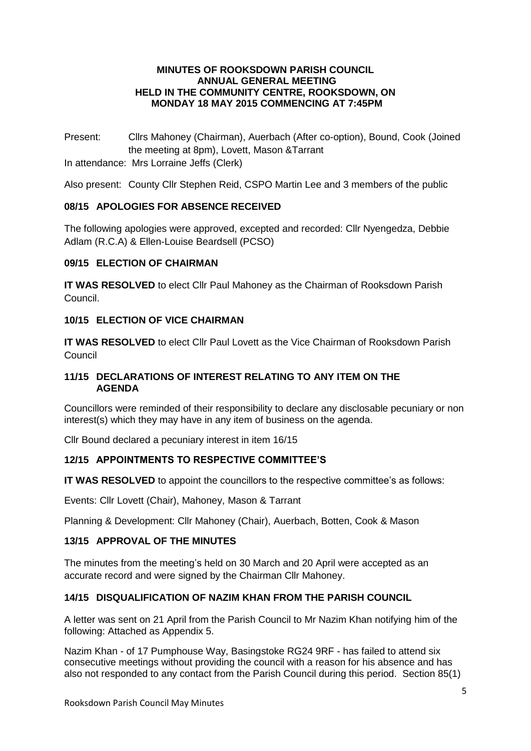# MINUTES OF ROOKSDOWN PARISH COUNCIL ANNUAL GENERAL MEETING HELD IN THE COMMUNITY CENTRE, ROOKSDOWN, ON MONDAY 18 MAY 2015 COMMENCING AT 7:45PM

Present: Cllrs Mahoney (Chairman), Auerbach (After co-option), Bound, Cook (Joined the meeting at 8pm), Lovett, Mason &Tarrant

In attendance: Mrs Lorraine Jeffs (Clerk)

Also present: County Cllr Stephen Reid, CSPO Martin Lee and 3 members of the public

## 08/15 APOLOGIES FOR ABSENCE RECEIVED

The following apologies were approved, excepted and recorded: Cllr Nyengedza, Debbie Adlam (R.C.A) & Ellen-Louise Beardsell (PCSO)

## 09/15 ELECTION OF CHAIRMAN

**IT WAS RESOLVED** to elect Cllr Paul Mahoney as the Chairman of Rooksdown Parish Council.

## 10/15 ELECTION OF VICE CHAIRMAN

**IT WAS RESOLVED** to elect Cllr Paul Lovett as the Vice Chairman of Rooksdown Parish Council

## 11/15 DECLARATIONS OF INTEREST RELATING TO ANY ITEM ON THE AGENDA

Councillors were reminded of their responsibility to declare any disclosable pecuniary or non interest(s) which they may have in any item of business on the agenda.

Cllr Bound declared a pecuniary interest in item 16/15

## 12/15 APPOINTMENTS TO RESPECTIVE COMMITTEE'S

**IT WAS RESOLVED** to appoint the councillors to the respective committee's as follows:

Events: Cllr Lovett (Chair), Mahoney, Mason & Tarrant

Planning & Development: Cllr Mahoney (Chair), Auerbach, Botten, Cook & Mason

## 13/15 APPROVAL OF THE MINUTES

The minutes from the meeting's held on 30 March and 20 April were accepted as an accurate record and were signed by the Chairman Cllr Mahoney.

## 14/15 DISQUALIFICATION OF NAZIM KHAN FROM THE PARISH COUNCIL

A letter was sent on 21 April from the Parish Council to Mr Nazim Khan notifying him of the following: Attached as Appendix 5.

Nazim Khan - of 17 Pumphouse Way, Basingstoke RG24 9RF - has failed to attend six consecutive meetings without providing the council with a reason for his absence and has also not responded to any contact from the Parish Council during this period. Section 85(1)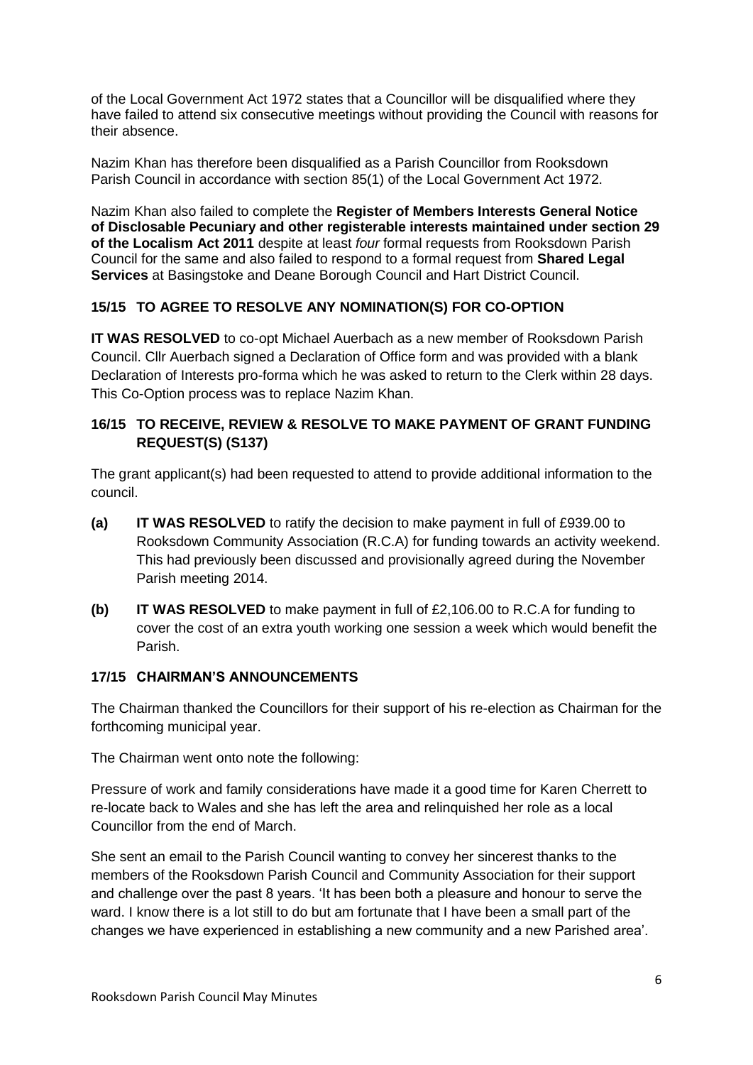of the Local Government Act 1972 states that a Councillor will be disqualified where they have failed to attend six consecutive meetings without providing the Council with reasons for their absence.

Nazim Khan has therefore been disqualified as a Parish Councillor from Rooksdown Parish Council in accordance with section 85(1) of the Local Government Act 1972.

Nazim Khan also failed to complete the **Register of Members Interests General Notice of Disclosable Pecuniary and other registerable interests maintained under section 29 of the Localism Act 2011** despite at least *four* formal requests from Rooksdown Parish Council for the same and also failed to respond to a formal request from **Shared Legal Services** at Basingstoke and Deane Borough Council and Hart District Council.

### 15/15 TO AGREE TO RESOLVE ANY NOMINATION(S) FOR CO-OPTION

**IT WAS RESOLVED** to co-opt Michael Auerbach as a new member of Rooksdown Parish Council. Cllr Auerbach signed a Declaration of Office form and was provided with a blank Declaration of Interests pro-forma which he was asked to return to the Clerk within 28 days. This Co-Option process was to replace Nazim Khan.

### 16/15 TO RECEIVE, REVIEW & RESOLVE TO MAKE PAYMENT OF GRANT FUNDING REQUEST(S) (S137)

The grant applicant(s) had been requested to attend to provide additional information to the council.

- **(a)** **IT WAS RESOLVED** to ratify the decision to make payment in full of £939.00 to Rooksdown Community Association (R.C.A) for funding towards an activity weekend. This had previously been discussed and provisionally agreed during the November Parish meeting 2014.
- **(b)** **IT WAS RESOLVED** to make payment in full of £2,106.00 to R.C.A for funding to cover the cost of an extra youth working one session a week which would benefit the Parish.

### 17/15 CHAIRMAN'S ANNOUNCEMENTS

The Chairman thanked the Councillors for their support of his re-election as Chairman for the forthcoming municipal year.

The Chairman went onto note the following:

Pressure of work and family considerations have made it a good time for Karen Cherrett to re-locate back to Wales and she has left the area and relinquished her role as a local Councillor from the end of March.

She sent an email to the Parish Council wanting to convey her sincerest thanks to the members of the Rooksdown Parish Council and Community Association for their support and challenge over the past 8 years. 'It has been both a pleasure and honour to serve the ward. I know there is a lot still to do but am fortunate that I have been a small part of the changes we have experienced in establishing a new community and a new Parished area'.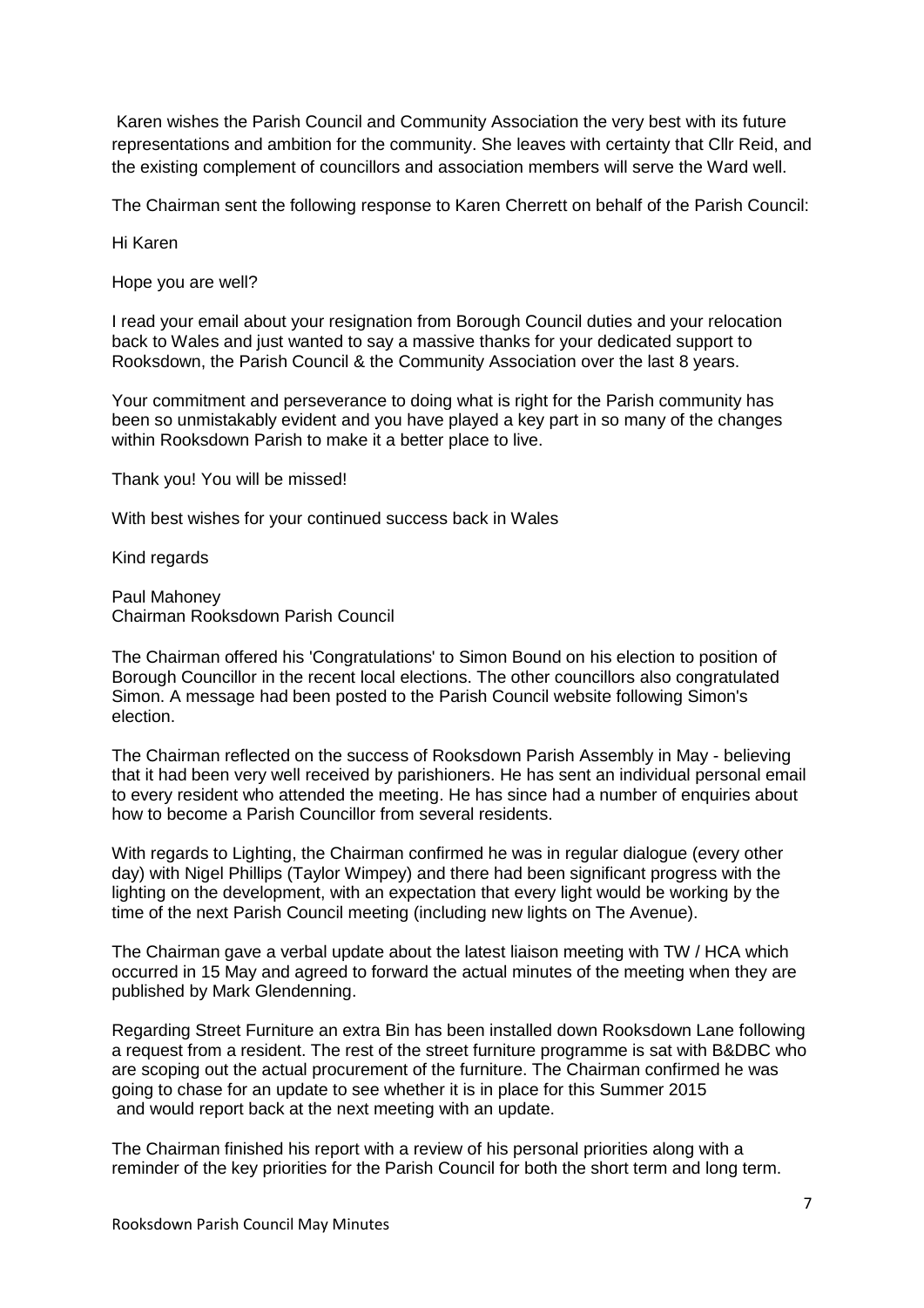Karen wishes the Parish Council and Community Association the very best with its future representations and ambition for the community. She leaves with certainty that Cllr Reid, and the existing complement of councillors and association members will serve the Ward well.

The Chairman sent the following response to Karen Cherrett on behalf of the Parish Council:

Hi Karen

Hope you are well?

I read your email about your resignation from Borough Council duties and your relocation back to Wales and just wanted to say a massive thanks for your dedicated support to Rooksdown, the Parish Council & the Community Association over the last 8 years.

Your commitment and perseverance to doing what is right for the Parish community has been so unmistakably evident and you have played a key part in so many of the changes within Rooksdown Parish to make it a better place to live.

Thank you! You will be missed!

With best wishes for your continued success back in Wales

Kind regards

Paul Mahoney
Chairman Rooksdown Parish Council

The Chairman offered his 'Congratulations' to Simon Bound on his election to position of Borough Councillor in the recent local elections. The other councillors also congratulated Simon. A message had been posted to the Parish Council website following Simon's election.

The Chairman reflected on the success of Rooksdown Parish Assembly in May - believing that it had been very well received by parishioners. He has sent an individual personal email to every resident who attended the meeting. He has since had a number of enquiries about how to become a Parish Councillor from several residents.

With regards to Lighting, the Chairman confirmed he was in regular dialogue (every other day) with Nigel Phillips (Taylor Wimpey) and there had been significant progress with the lighting on the development, with an expectation that every light would be working by the time of the next Parish Council meeting (including new lights on The Avenue).

The Chairman gave a verbal update about the latest liaison meeting with TW / HCA which occurred in 15 May and agreed to forward the actual minutes of the meeting when they are published by Mark Glendenning.

Regarding Street Furniture an extra Bin has been installed down Rooksdown Lane following a request from a resident. The rest of the street furniture programme is sat with B&DBC who are scoping out the actual procurement of the furniture. The Chairman confirmed he was going to chase for an update to see whether it is in place for this Summer 2015 and would report back at the next meeting with an update.

The Chairman finished his report with a review of his personal priorities along with a reminder of the key priorities for the Parish Council for both the short term and long term.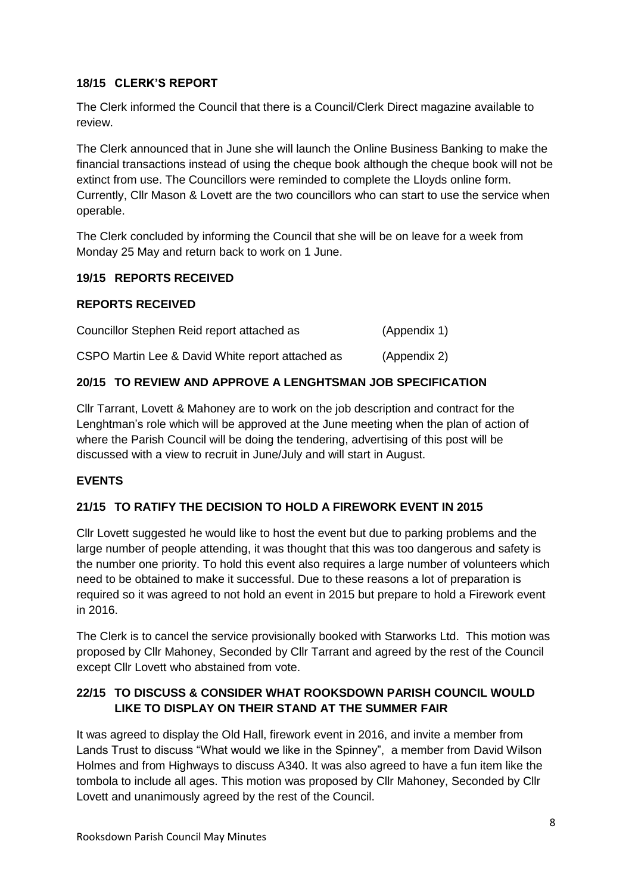### 18/15 CLERK'S REPORT

The Clerk informed the Council that there is a Council/Clerk Direct magazine available to review.

The Clerk announced that in June she will launch the Online Business Banking to make the financial transactions instead of using the cheque book although the cheque book will not be extinct from use. The Councillors were reminded to complete the Lloyds online form. Currently, Cllr Mason & Lovett are the two councillors who can start to use the service when operable.

The Clerk concluded by informing the Council that she will be on leave for a week from Monday 25 May and return back to work on 1 June.

### 19/15 REPORTS RECEIVED

**REPORTS RECEIVED**

| | |
|---|---|
| Councillor Stephen Reid report attached as | (Appendix 1) |
| CSPO Martin Lee & David White report attached as | (Appendix 2) |

### 20/15 TO REVIEW AND APPROVE A LENGHTSMAN JOB SPECIFICATION

Cllr Tarrant, Lovett & Mahoney are to work on the job description and contract for the Lenghtman's role which will be approved at the June meeting when the plan of action of where the Parish Council will be doing the tendering, advertising of this post will be discussed with a view to recruit in June/July and will start in August.

### EVENTS

### 21/15 TO RATIFY THE DECISION TO HOLD A FIREWORK EVENT IN 2015

Cllr Lovett suggested he would like to host the event but due to parking problems and the large number of people attending, it was thought that this was too dangerous and safety is the number one priority. To hold this event also requires a large number of volunteers which need to be obtained to make it successful. Due to these reasons a lot of preparation is required so it was agreed to not hold an event in 2015 but prepare to hold a Firework event in 2016.

The Clerk is to cancel the service provisionally booked with Starworks Ltd. This motion was proposed by Cllr Mahoney, Seconded by Cllr Tarrant and agreed by the rest of the Council except Cllr Lovett who abstained from vote.

### 22/15 TO DISCUSS & CONSIDER WHAT ROOKSDOWN PARISH COUNCIL WOULD LIKE TO DISPLAY ON THEIR STAND AT THE SUMMER FAIR

It was agreed to display the Old Hall, firework event in 2016, and invite a member from Lands Trust to discuss "What would we like in the Spinney", a member from David Wilson Holmes and from Highways to discuss A340. It was also agreed to have a fun item like the tombola to include all ages. This motion was proposed by Cllr Mahoney, Seconded by Cllr Lovett and unanimously agreed by the rest of the Council.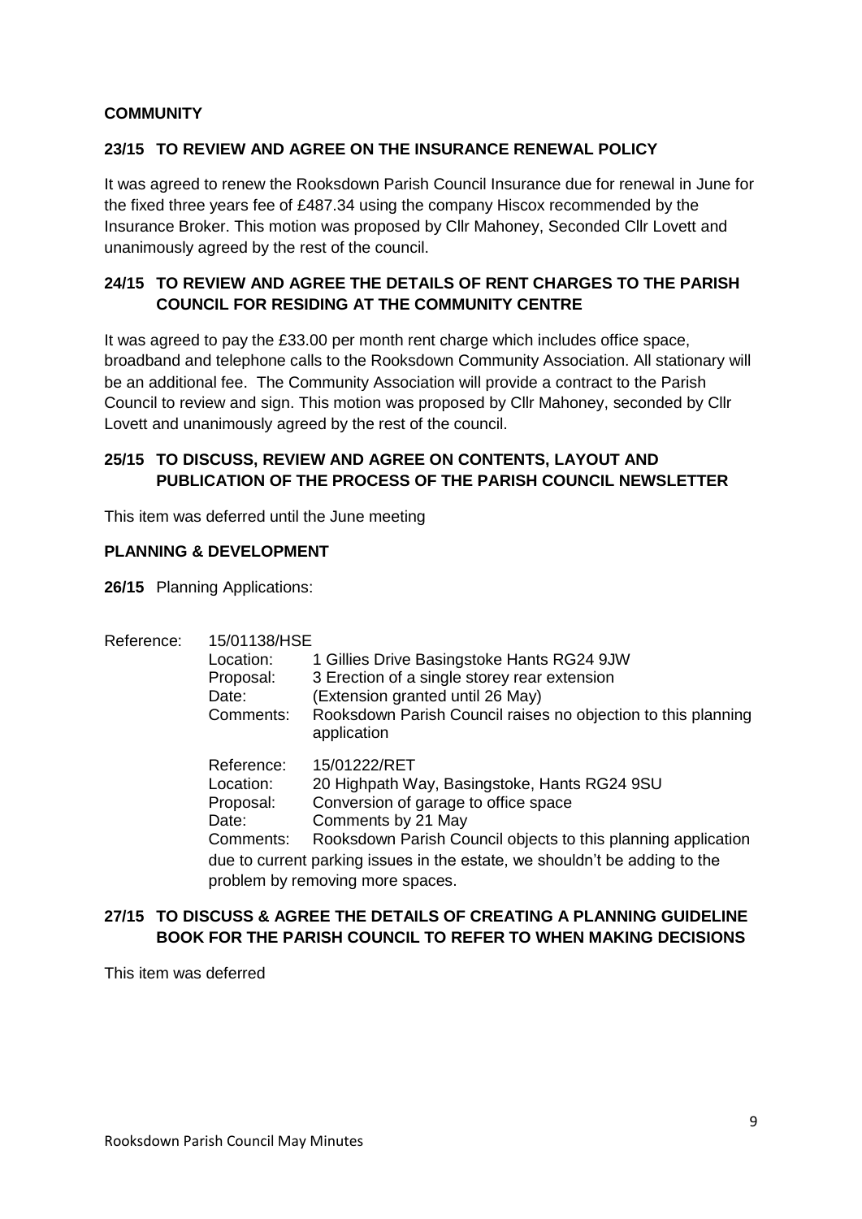**COMMUNITY**

**23/15 TO REVIEW AND AGREE ON THE INSURANCE RENEWAL POLICY**

It was agreed to renew the Rooksdown Parish Council Insurance due for renewal in June for the fixed three years fee of £487.34 using the company Hiscox recommended by the Insurance Broker. This motion was proposed by Cllr Mahoney, Seconded Cllr Lovett and unanimously agreed by the rest of the council.

**24/15 TO REVIEW AND AGREE THE DETAILS OF RENT CHARGES TO THE PARISH COUNCIL FOR RESIDING AT THE COMMUNITY CENTRE**

It was agreed to pay the £33.00 per month rent charge which includes office space, broadband and telephone calls to the Rooksdown Community Association. All stationary will be an additional fee. The Community Association will provide a contract to the Parish Council to review and sign. This motion was proposed by Cllr Mahoney, seconded by Cllr Lovett and unanimously agreed by the rest of the council.

**25/15 TO DISCUSS, REVIEW AND AGREE ON CONTENTS, LAYOUT AND PUBLICATION OF THE PROCESS OF THE PARISH COUNCIL NEWSLETTER**

This item was deferred until the June meeting

**PLANNING & DEVELOPMENT**

**26/15** Planning Applications:

Reference: 15/01138/HSE

- Location: 1 Gillies Drive Basingstoke Hants RG24 9JW
- Proposal: 3 Erection of a single storey rear extension
- Date: (Extension granted until 26 May)
- Comments: Rooksdown Parish Council raises no objection to this planning application

Reference: 15/01222/RET

- Location: 20 Highpath Way, Basingstoke, Hants RG24 9SU
- Proposal: Conversion of garage to office space
- Date: Comments by 21 May
- Comments: Rooksdown Parish Council objects to this planning application due to current parking issues in the estate, we shouldn't be adding to the problem by removing more spaces.

**27/15 TO DISCUSS & AGREE THE DETAILS OF CREATING A PLANNING GUIDELINE BOOK FOR THE PARISH COUNCIL TO REFER TO WHEN MAKING DECISIONS**

This item was deferred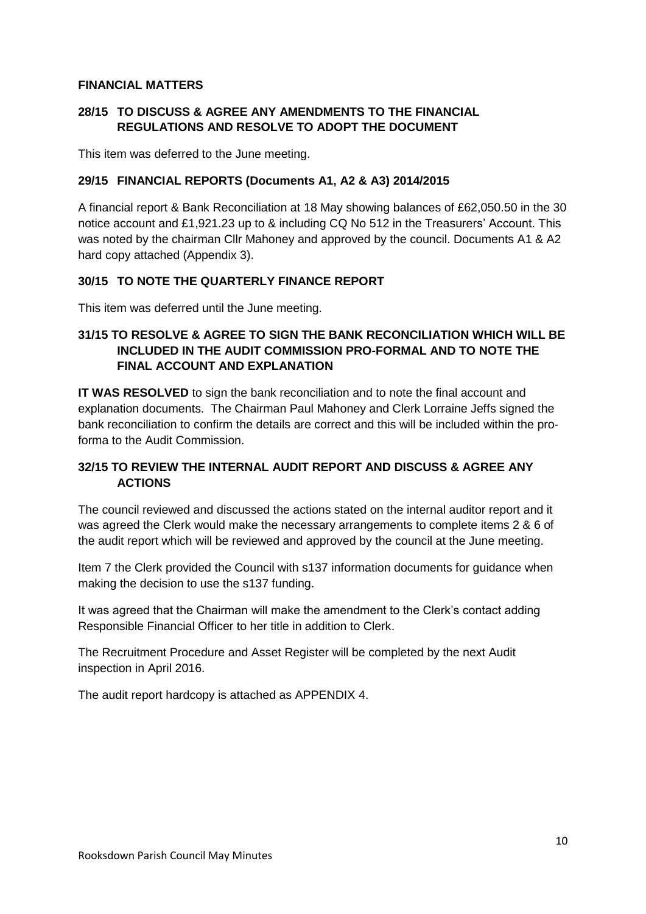## FINANCIAL MATTERS

### 28/15 TO DISCUSS & AGREE ANY AMENDMENTS TO THE FINANCIAL REGULATIONS AND RESOLVE TO ADOPT THE DOCUMENT

This item was deferred to the June meeting.

### 29/15 FINANCIAL REPORTS (Documents A1, A2 & A3) 2014/2015

A financial report & Bank Reconciliation at 18 May showing balances of £62,050.50 in the 30 notice account and £1,921.23 up to & including CQ No 512 in the Treasurers' Account. This was noted by the chairman Cllr Mahoney and approved by the council. Documents A1 & A2 hard copy attached (Appendix 3).

### 30/15 TO NOTE THE QUARTERLY FINANCE REPORT

This item was deferred until the June meeting.

### 31/15 TO RESOLVE & AGREE TO SIGN THE BANK RECONCILIATION WHICH WILL BE INCLUDED IN THE AUDIT COMMISSION PRO-FORMAL AND TO NOTE THE FINAL ACCOUNT AND EXPLANATION

**IT WAS RESOLVED** to sign the bank reconciliation and to note the final account and explanation documents. The Chairman Paul Mahoney and Clerk Lorraine Jeffs signed the bank reconciliation to confirm the details are correct and this will be included within the pro-forma to the Audit Commission.

### 32/15 TO REVIEW THE INTERNAL AUDIT REPORT AND DISCUSS & AGREE ANY ACTIONS

The council reviewed and discussed the actions stated on the internal auditor report and it was agreed the Clerk would make the necessary arrangements to complete items 2 & 6 of the audit report which will be reviewed and approved by the council at the June meeting.

Item 7 the Clerk provided the Council with s137 information documents for guidance when making the decision to use the s137 funding.

It was agreed that the Chairman will make the amendment to the Clerk's contact adding Responsible Financial Officer to her title in addition to Clerk.

The Recruitment Procedure and Asset Register will be completed by the next Audit inspection in April 2016.

The audit report hardcopy is attached as APPENDIX 4.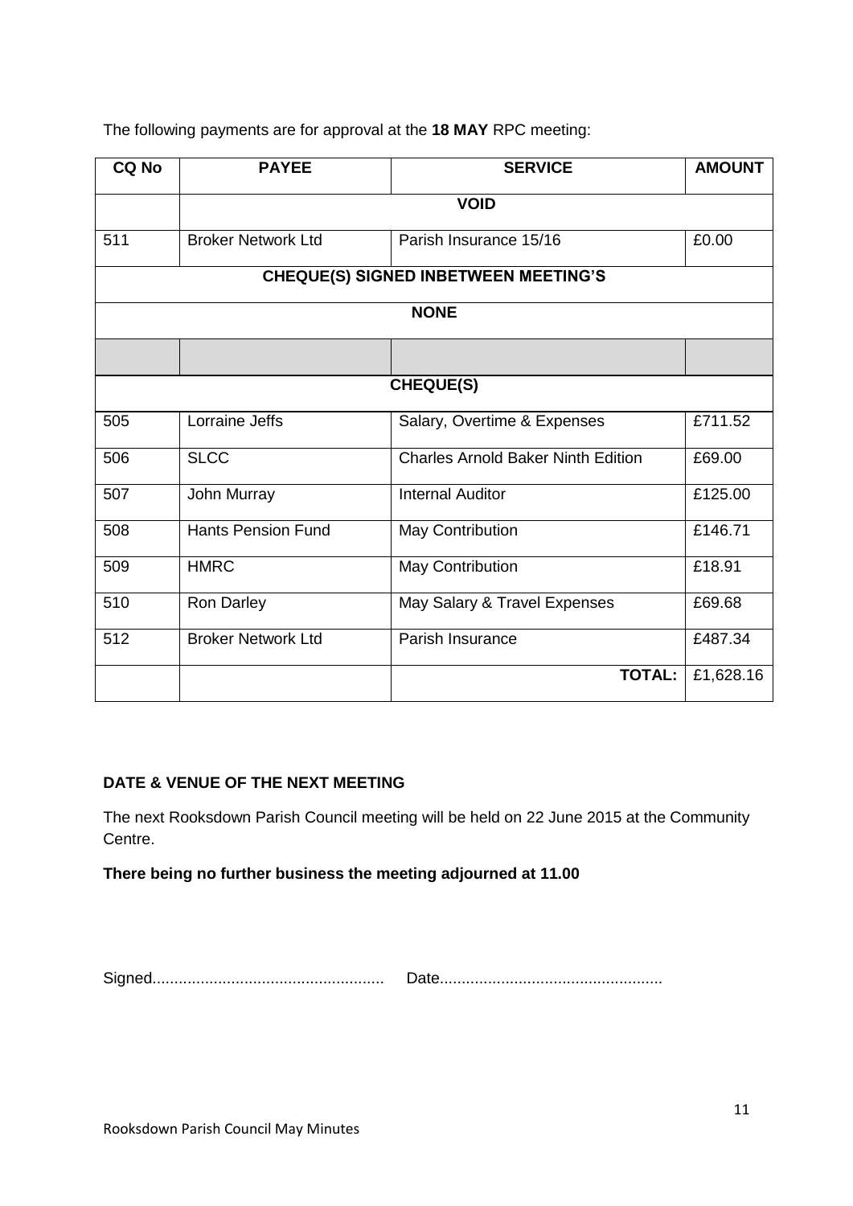The following payments are for approval at the **18 MAY** RPC meeting:

| CQ No | PAYEE | SERVICE | AMOUNT |
|---|---|---|---|
| | **VOID** | | |
| 511 | Broker Network Ltd | Parish Insurance 15/16 | £0.00 |
| **CHEQUE(S) SIGNED INBETWEEN MEETING'S** | | | |
| **NONE** | | | |
| | | | |
| **CHEQUE(S)** | | | |
| 505 | Lorraine Jeffs | Salary, Overtime & Expenses | £711.52 |
| 506 | SLCC | Charles Arnold Baker Ninth Edition | £69.00 |
| 507 | John Murray | Internal Auditor | £125.00 |
| 508 | Hants Pension Fund | May Contribution | £146.71 |
| 509 | HMRC | May Contribution | £18.91 |
| 510 | Ron Darley | May Salary & Travel Expenses | £69.68 |
| 512 | Broker Network Ltd | Parish Insurance | £487.34 |
| | | **TOTAL:** | £1,628.16 |

**DATE & VENUE OF THE NEXT MEETING**

The next Rooksdown Parish Council meeting will be held on 22 June 2015 at the Community Centre.

**There being no further business the meeting adjourned at 11.00**

Signed..................................................... Date..................................................

Rooksdown Parish Council May Minutes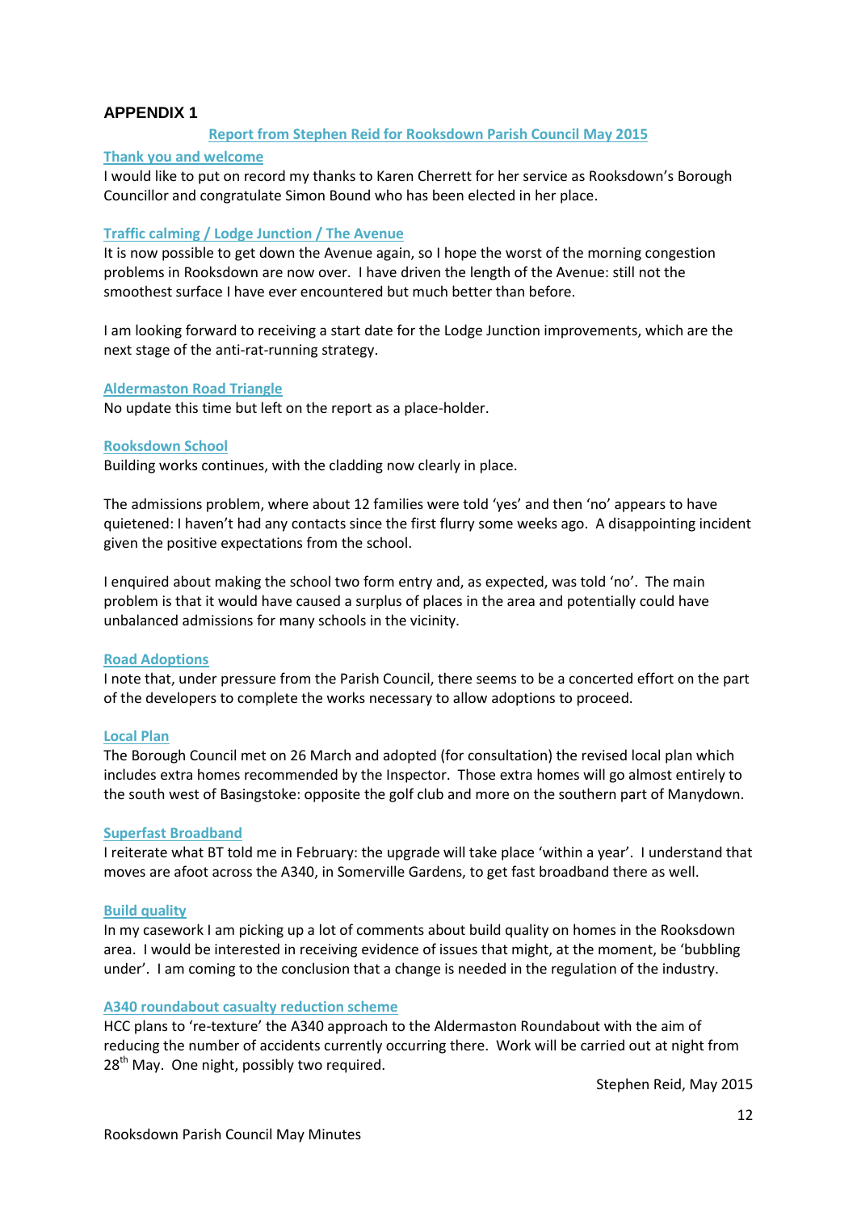## APPENDIX 1

### Report from Stephen Reid for Rooksdown Parish Council May 2015

**Thank you and welcome**

I would like to put on record my thanks to Karen Cherrett for her service as Rooksdown's Borough Councillor and congratulate Simon Bound who has been elected in her place.

**Traffic calming / Lodge Junction / The Avenue**

It is now possible to get down the Avenue again, so I hope the worst of the morning congestion problems in Rooksdown are now over. I have driven the length of the Avenue: still not the smoothest surface I have ever encountered but much better than before.

I am looking forward to receiving a start date for the Lodge Junction improvements, which are the next stage of the anti-rat-running strategy.

**Aldermaston Road Triangle**

No update this time but left on the report as a place-holder.

**Rooksdown School**

Building works continues, with the cladding now clearly in place.

The admissions problem, where about 12 families were told 'yes' and then 'no' appears to have quietened: I haven't had any contacts since the first flurry some weeks ago. A disappointing incident given the positive expectations from the school.

I enquired about making the school two form entry and, as expected, was told 'no'. The main problem is that it would have caused a surplus of places in the area and potentially could have unbalanced admissions for many schools in the vicinity.

**Road Adoptions**

I note that, under pressure from the Parish Council, there seems to be a concerted effort on the part of the developers to complete the works necessary to allow adoptions to proceed.

**Local Plan**

The Borough Council met on 26 March and adopted (for consultation) the revised local plan which includes extra homes recommended by the Inspector. Those extra homes will go almost entirely to the south west of Basingstoke: opposite the golf club and more on the southern part of Manydown.

**Superfast Broadband**

I reiterate what BT told me in February: the upgrade will take place 'within a year'. I understand that moves are afoot across the A340, in Somerville Gardens, to get fast broadband there as well.

**Build quality**

In my casework I am picking up a lot of comments about build quality on homes in the Rooksdown area. I would be interested in receiving evidence of issues that might, at the moment, be 'bubbling under'. I am coming to the conclusion that a change is needed in the regulation of the industry.

**A340 roundabout casualty reduction scheme**

HCC plans to 're-texture' the A340 approach to the Aldermaston Roundabout with the aim of reducing the number of accidents currently occurring there. Work will be carried out at night from 28th May. One night, possibly two required.

Stephen Reid, May 2015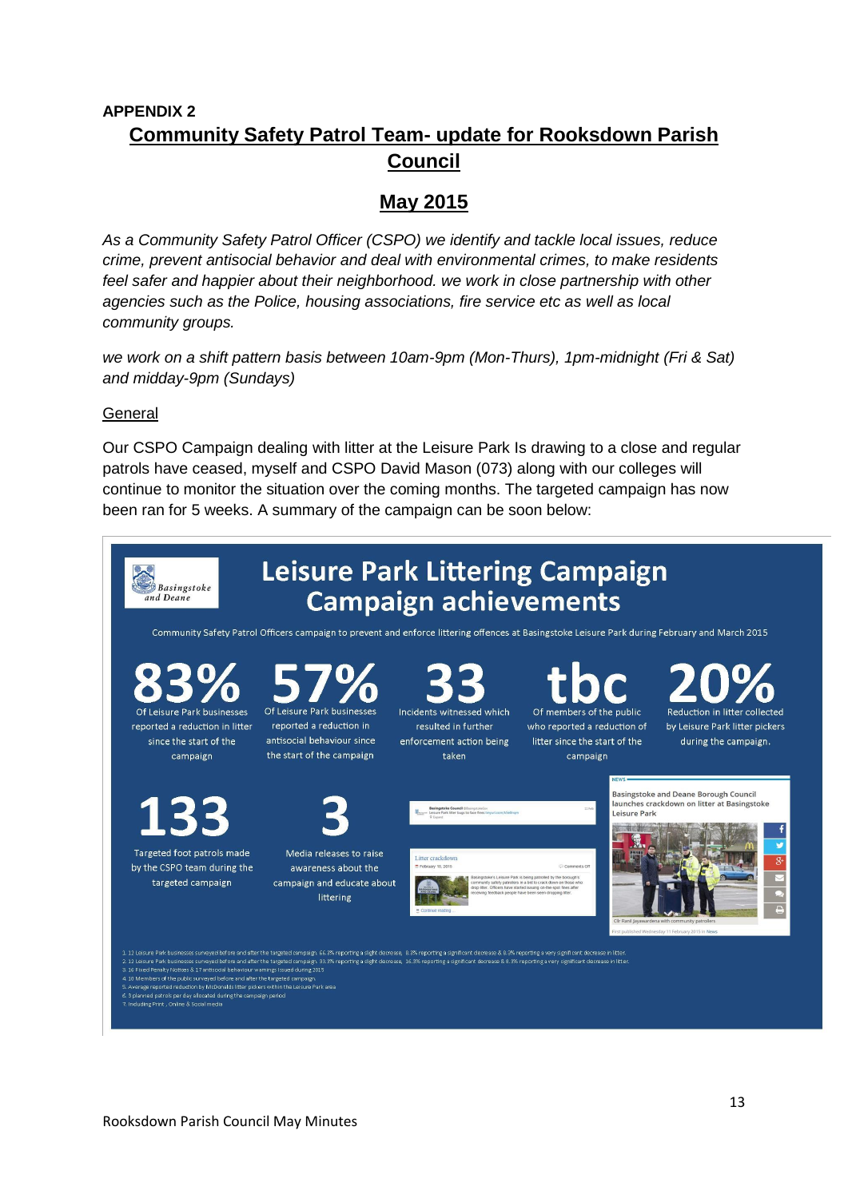**APPENDIX 2**

# Community Safety Patrol Team- update for Rooksdown Parish Council

## May 2015

*As a Community Safety Patrol Officer (CSPO) we identify and tackle local issues, reduce crime, prevent antisocial behavior and deal with environmental crimes, to make residents feel safer and happier about their neighborhood. we work in close partnership with other agencies such as the Police, housing associations, fire service etc as well as local community groups.*

*we work on a shift pattern basis between 10am-9pm (Mon-Thurs), 1pm-midnight (Fri & Sat) and midday-9pm (Sundays)*

General

Our CSPO Campaign dealing with litter at the Leisure Park Is drawing to a close and regular patrols have ceased, myself and CSPO David Mason (073) along with our colleges will continue to monitor the situation over the coming months. The targeted campaign has now been ran for 5 weeks. A summary of the campaign can be soon below:

Basingstoke and Deane

**Leisure Park Littering Campaign**
**Campaign achievements**

Community Safety Patrol Officers campaign to prevent and enforce littering offences at Basingstoke Leisure Park during February and March 2015

**83%** Of Leisure Park businesses reported a reduction in litter since the start of the campaign

**57%** Of Leisure Park businesses reported a reduction in antisocial behaviour since the start of the campaign

**33** Incidents witnessed which resulted in further enforcement action being taken

**tbc** Of members of the public who reported a reduction of litter since the start of the campaign

**20%** Reduction in litter collected by Leisure Park litter pickers during the campaign.

**133** Targeted foot patrols made by the CSPO team during the targeted campaign

**3** Media releases to raise awareness about the campaign and educate about littering

Litter crackdown

NEWS
Basingstoke and Deane Borough Council launches crackdown on litter at Basingstoke Leisure Park

Cllr Ranil Jayawardena with community patrollers

First published Wednesday 11 February 2015 in News

1. 12 Leisure Park businesses surveyed before and after the targeted campaign. 66.3% reporting a slight decrease, 8.3% reporting a significant decrease & 8.3% reporting a very significant decrease in litter.
2. 12 Leisure Park businesses surveyed before and after the targeted campaign. 33.3% reporting a slight decrease, 16.3% reporting a significant decrease & 8.3% reporting a very significant decrease in litter.
3. 16 Fixed Penalty Notices & 17 antisocial behaviour warnings issued during 2015
4. 10 Members of the public surveyed before and after the targeted campaign.
5. Average reported reduction by McDonalds litter pickers within the Leisure Park area
6. 3 planned patrols per day allocated during the campaign period
7. Including Print, Online & Social media

Rooksdown Parish Council May Minutes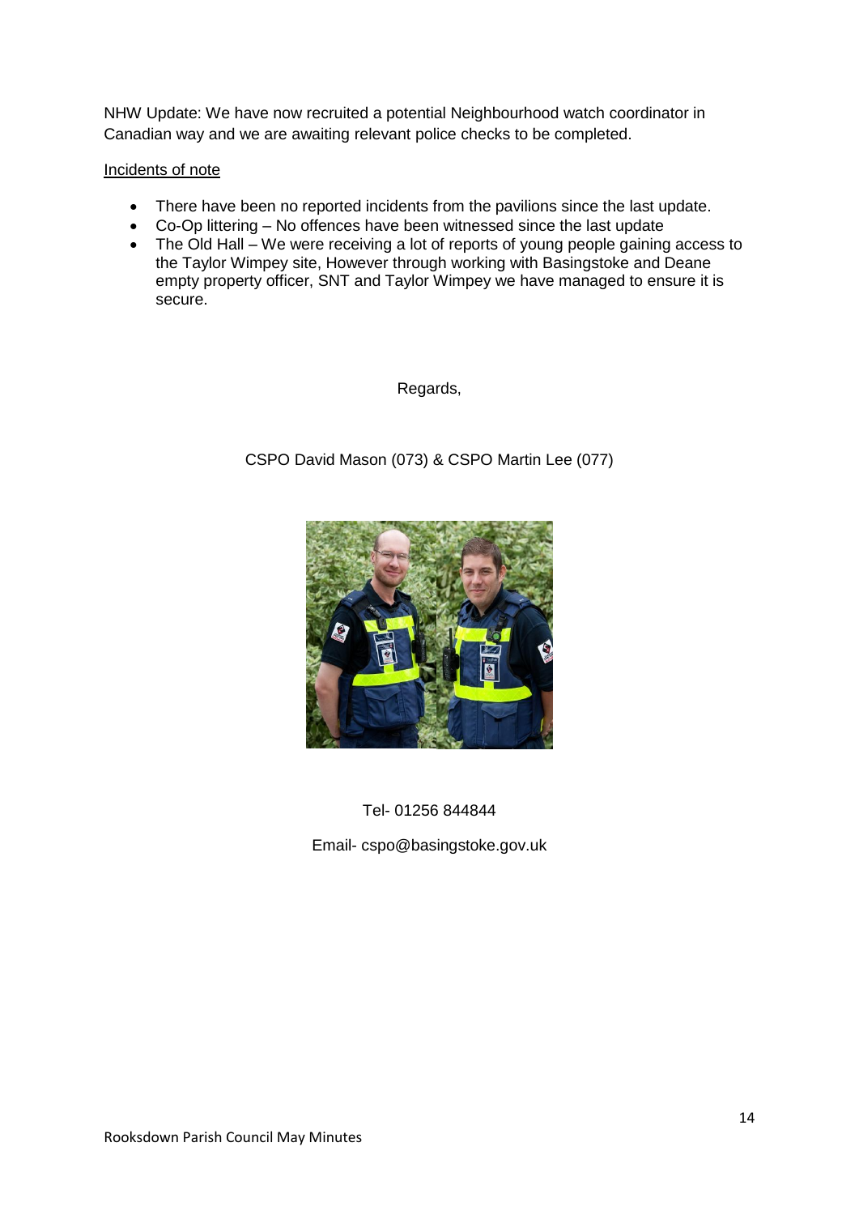NHW Update: We have now recruited a potential Neighbourhood watch coordinator in Canadian way and we are awaiting relevant police checks to be completed.

Incidents of note

- There have been no reported incidents from the pavilions since the last update.
- Co-Op littering – No offences have been witnessed since the last update
- The Old Hall – We were receiving a lot of reports of young people gaining access to the Taylor Wimpey site, However through working with Basingstoke and Deane empty property officer, SNT and Taylor Wimpey we have managed to ensure it is secure.

Regards,

CSPO David Mason (073) & CSPO Martin Lee (077)

Tel- 01256 844844

Email- cspo@basingstoke.gov.uk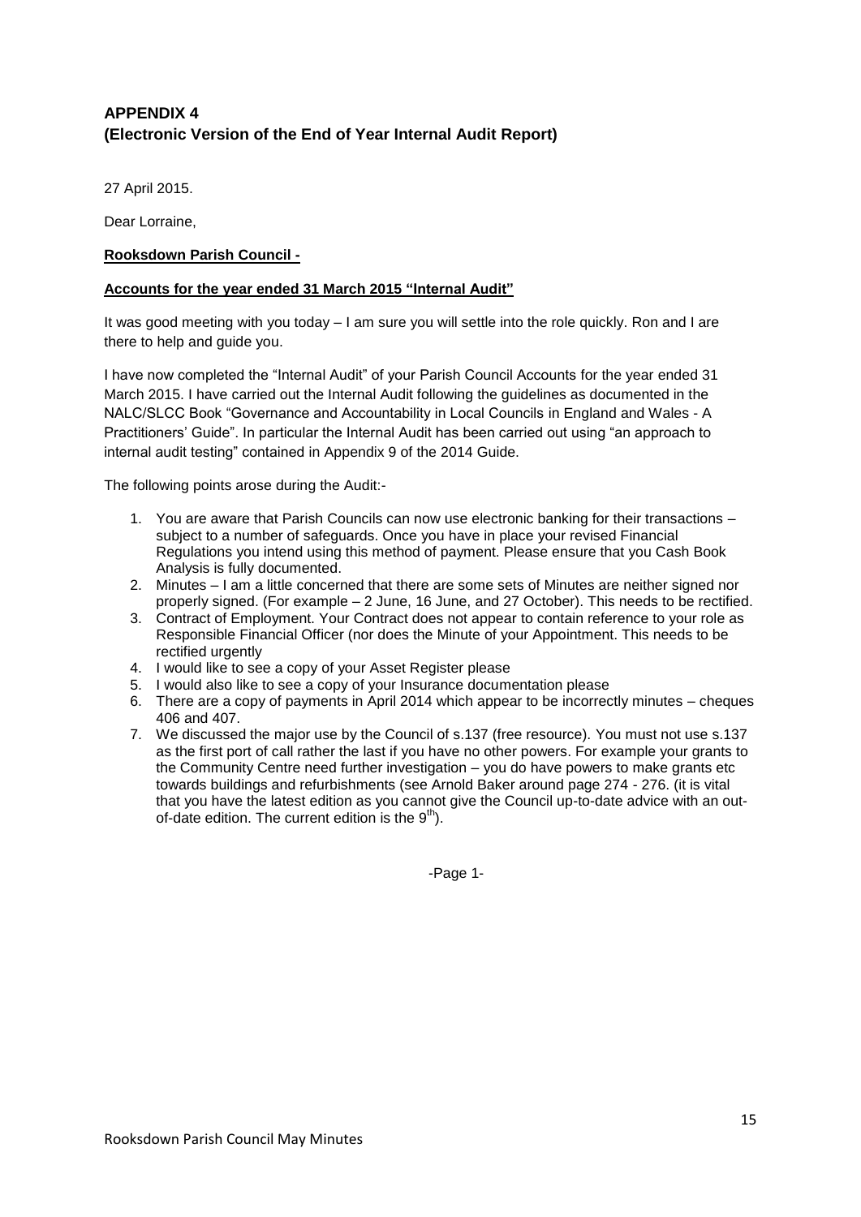## APPENDIX 4
## (Electronic Version of the End of Year Internal Audit Report)

27 April 2015.

Dear Lorraine,

**Rooksdown Parish Council -**

**Accounts for the year ended 31 March 2015 "Internal Audit"**

It was good meeting with you today – I am sure you will settle into the role quickly. Ron and I are there to help and guide you.

I have now completed the "Internal Audit" of your Parish Council Accounts for the year ended 31 March 2015. I have carried out the Internal Audit following the guidelines as documented in the NALC/SLCC Book "Governance and Accountability in Local Councils in England and Wales - A Practitioners' Guide". In particular the Internal Audit has been carried out using "an approach to internal audit testing" contained in Appendix 9 of the 2014 Guide.

The following points arose during the Audit:-

1. You are aware that Parish Councils can now use electronic banking for their transactions – subject to a number of safeguards. Once you have in place your revised Financial Regulations you intend using this method of payment. Please ensure that you Cash Book Analysis is fully documented.
2. Minutes – I am a little concerned that there are some sets of Minutes are neither signed nor properly signed. (For example – 2 June, 16 June, and 27 October). This needs to be rectified.
3. Contract of Employment. Your Contract does not appear to contain reference to your role as Responsible Financial Officer (nor does the Minute of your Appointment. This needs to be rectified urgently
4. I would like to see a copy of your Asset Register please
5. I would also like to see a copy of your Insurance documentation please
6. There are a copy of payments in April 2014 which appear to be incorrectly minutes – cheques 406 and 407.
7. We discussed the major use by the Council of s.137 (free resource). You must not use s.137 as the first port of call rather the last if you have no other powers. For example your grants to the Community Centre need further investigation – you do have powers to make grants etc towards buildings and refurbishments (see Arnold Baker around page 274 - 276. (it is vital that you have the latest edition as you cannot give the Council up-to-date advice with an out-of-date edition. The current edition is the 9th).

-Page 1-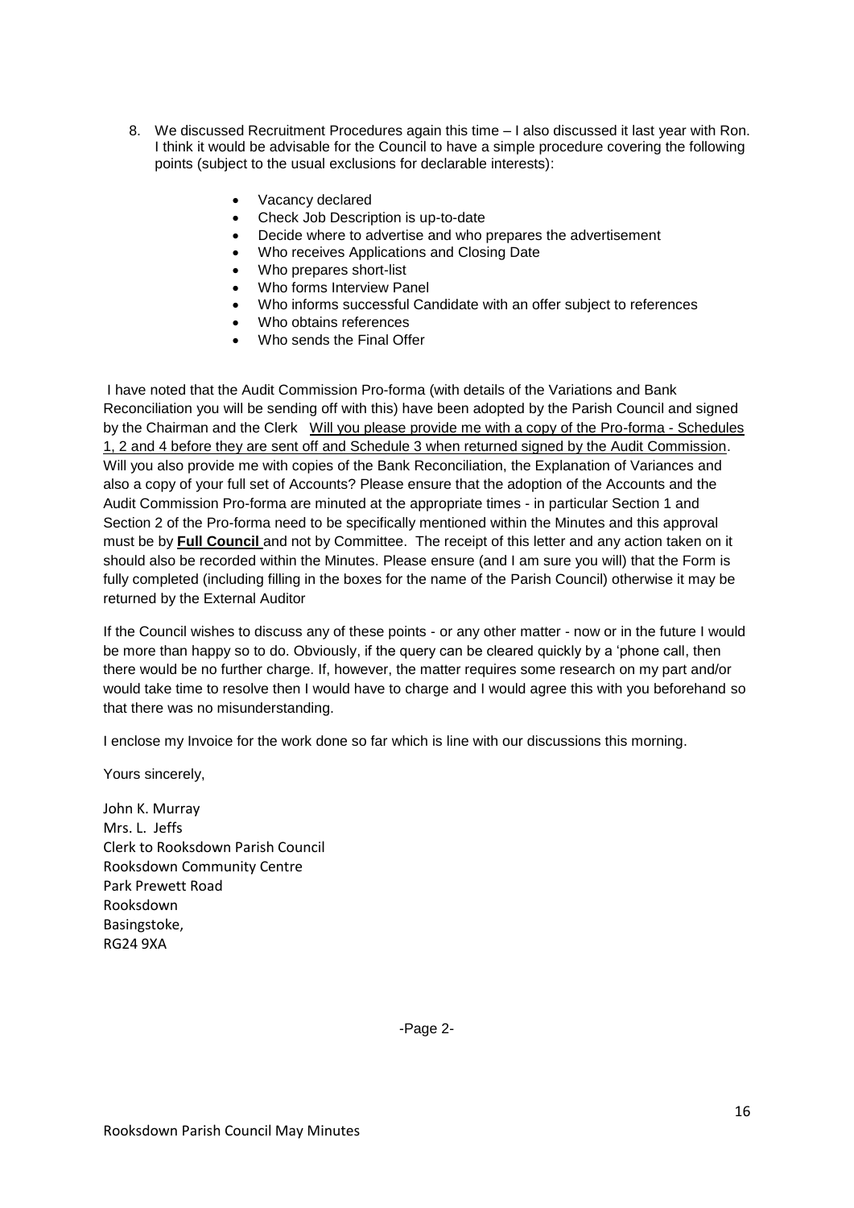8. We discussed Recruitment Procedures again this time – I also discussed it last year with Ron. I think it would be advisable for the Council to have a simple procedure covering the following points (subject to the usual exclusions for declarable interests):

    - Vacancy declared
    - Check Job Description is up-to-date
    - Decide where to advertise and who prepares the advertisement
    - Who receives Applications and Closing Date
    - Who prepares short-list
    - Who forms Interview Panel
    - Who informs successful Candidate with an offer subject to references
    - Who obtains references
    - Who sends the Final Offer

I have noted that the Audit Commission Pro-forma (with details of the Variations and Bank Reconciliation you will be sending off with this) have been adopted by the Parish Council and signed by the Chairman and the Clerk <u>Will you please provide me with a copy of the Pro-forma - Schedules 1, 2 and 4 before they are sent off and Schedule 3 when returned signed by the Audit Commission</u>. Will you also provide me with copies of the Bank Reconciliation, the Explanation of Variances and also a copy of your full set of Accounts? Please ensure that the adoption of the Accounts and the Audit Commission Pro-forma are minuted at the appropriate times - in particular Section 1 and Section 2 of the Pro-forma need to be specifically mentioned within the Minutes and this approval must be by **<u>Full Council</u>** and not by Committee. The receipt of this letter and any action taken on it should also be recorded within the Minutes. Please ensure (and I am sure you will) that the Form is fully completed (including filling in the boxes for the name of the Parish Council) otherwise it may be returned by the External Auditor

If the Council wishes to discuss any of these points - or any other matter - now or in the future I would be more than happy so to do. Obviously, if the query can be cleared quickly by a 'phone call, then there would be no further charge. If, however, the matter requires some research on my part and/or would take time to resolve then I would have to charge and I would agree this with you beforehand so that there was no misunderstanding.

I enclose my Invoice for the work done so far which is line with our discussions this morning.

Yours sincerely,

John K. Murray
Mrs. L. Jeffs
Clerk to Rooksdown Parish Council
Rooksdown Community Centre
Park Prewett Road
Rooksdown
Basingstoke,
RG24 9XA

-Page 2-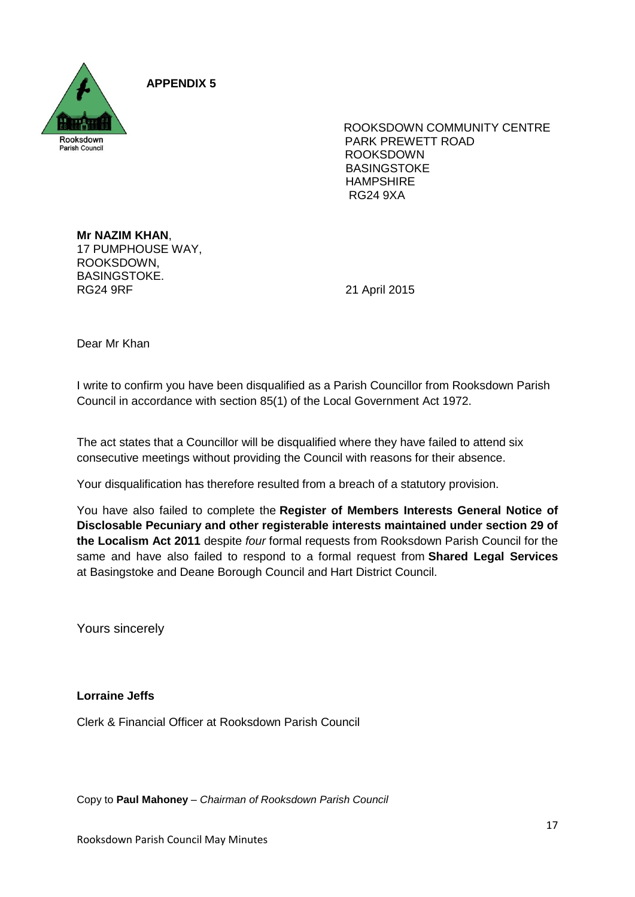Rooksdown
Parish Council

**APPENDIX 5**

ROOKSDOWN COMMUNITY CENTRE
PARK PREWETT ROAD
ROOKSDOWN
BASINGSTOKE
HAMPSHIRE
RG24 9XA

**Mr NAZIM KHAN**,
17 PUMPHOUSE WAY,
ROOKSDOWN,
BASINGSTOKE.
RG24 9RF

21 April 2015

Dear Mr Khan

I write to confirm you have been disqualified as a Parish Councillor from Rooksdown Parish Council in accordance with section 85(1) of the Local Government Act 1972.

The act states that a Councillor will be disqualified where they have failed to attend six consecutive meetings without providing the Council with reasons for their absence.

Your disqualification has therefore resulted from a breach of a statutory provision.

You have also failed to complete the **Register of Members Interests General Notice of Disclosable Pecuniary and other registerable interests maintained under section 29 of the Localism Act 2011** despite *four* formal requests from Rooksdown Parish Council for the same and have also failed to respond to a formal request from **Shared Legal Services** at Basingstoke and Deane Borough Council and Hart District Council.

Yours sincerely

**Lorraine Jeffs**

Clerk & Financial Officer at Rooksdown Parish Council

Copy to **Paul Mahoney** – *Chairman of Rooksdown Parish Council*